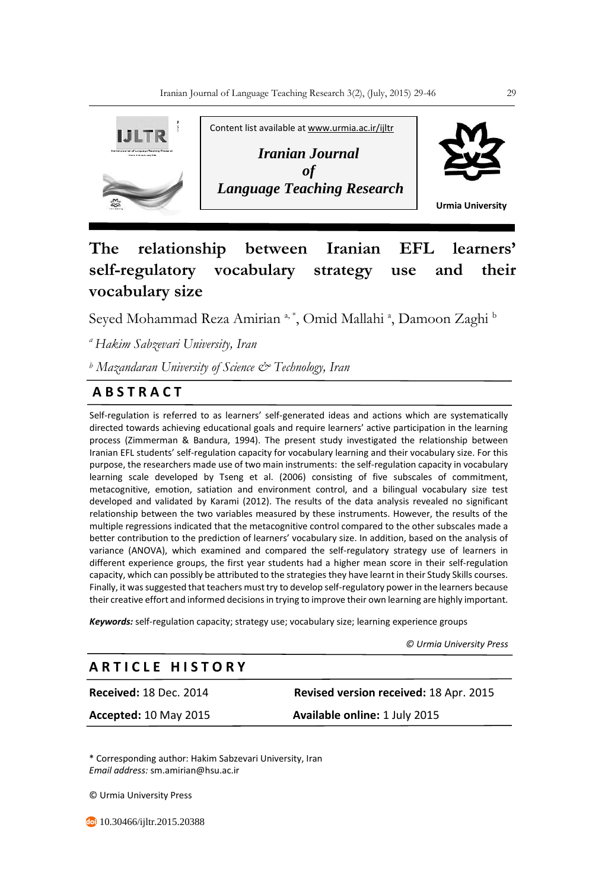Content list available at www.urmia.ac.ir/ijltr

***Iranian Journal of Language Teaching Research***

**Urmia University**

# The relationship between Iranian EFL learners' self-regulatory vocabulary strategy use and their vocabulary size

Seyed Mohammad Reza Amirian [a, *], Omid Mallahi [a], Damoon Zaghi [b]

[a] *Hakim Sabzevari University, Iran*

[b] *Mazandaran University of Science & Technology, Iran*

## ABSTRACT

Self-regulation is referred to as learners' self-generated ideas and actions which are systematically directed towards achieving educational goals and require learners' active participation in the learning process (Zimmerman & Bandura, 1994). The present study investigated the relationship between Iranian EFL students' self-regulation capacity for vocabulary learning and their vocabulary size. For this purpose, the researchers made use of two main instruments: the self-regulation capacity in vocabulary learning scale developed by Tseng et al. (2006) consisting of five subscales of commitment, metacognitive, emotion, satiation and environment control, and a bilingual vocabulary size test developed and validated by Karami (2012). The results of the data analysis revealed no significant relationship between the two variables measured by these instruments. However, the results of the multiple regressions indicated that the metacognitive control compared to the other subscales made a better contribution to the prediction of learners' vocabulary size. In addition, based on the analysis of variance (ANOVA), which examined and compared the self-regulatory strategy use of learners in different experience groups, the first year students had a higher mean score in their self-regulation capacity, which can possibly be attributed to the strategies they have learnt in their Study Skills courses. Finally, it was suggested that teachers must try to develop self-regulatory power in the learners because their creative effort and informed decisions in trying to improve their own learning are highly important.

***Keywords:*** self-regulation capacity; strategy use; vocabulary size; learning experience groups

*© Urmia University Press*

## ARTICLE HISTORY

| | |
|---|---|
| **Received:** 18 Dec. 2014 | **Revised version received:** 18 Apr. 2015 |
| **Accepted:** 10 May 2015 | **Available online:** 1 July 2015 |

\* Corresponding author: Hakim Sabzevari University, Iran
*Email address:* sm.amirian@hsu.ac.ir

© Urmia University Press

10.30466/ijltr.2015.20388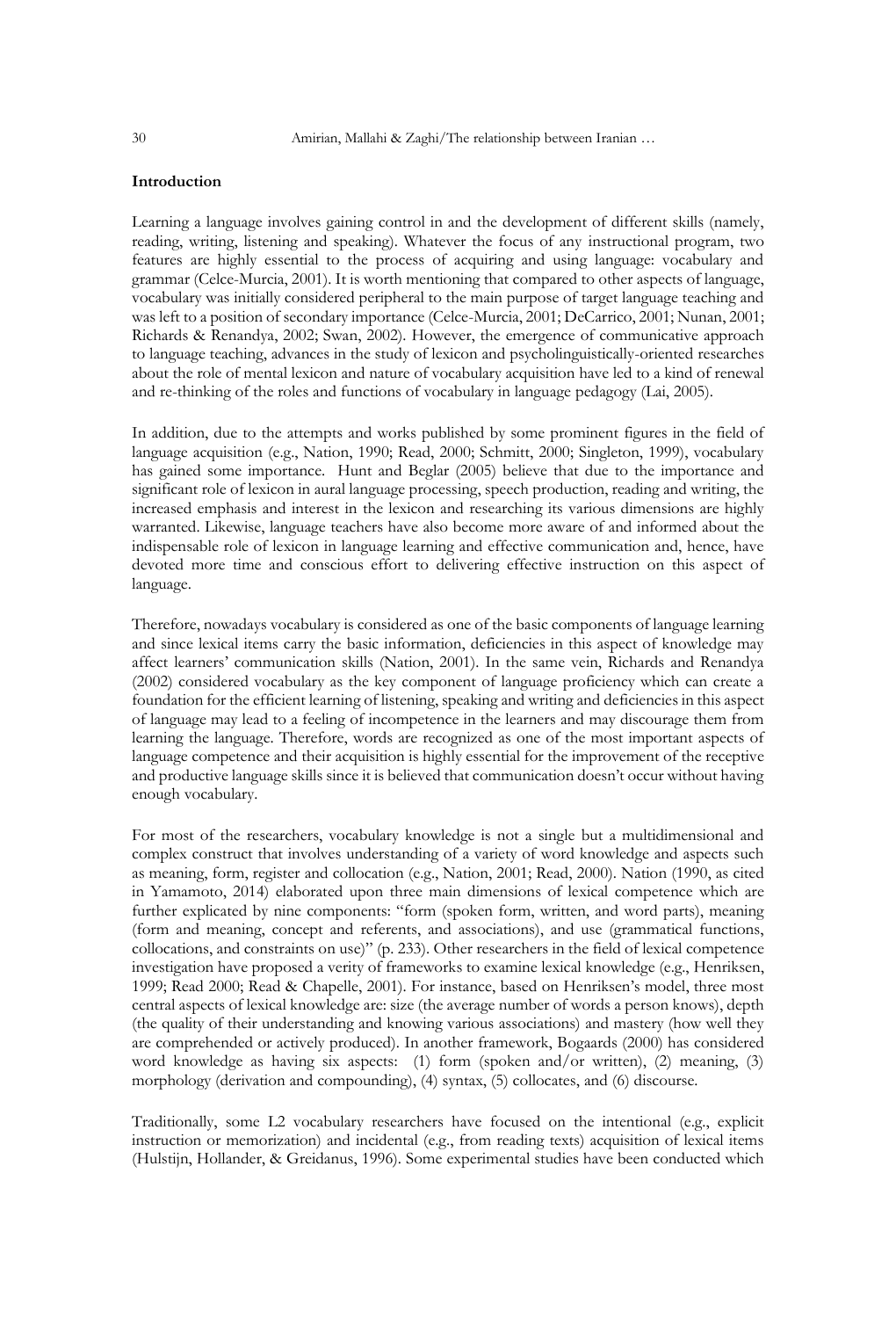**Introduction**

Learning a language involves gaining control in and the development of different skills (namely, reading, writing, listening and speaking). Whatever the focus of any instructional program, two features are highly essential to the process of acquiring and using language: vocabulary and grammar (Celce-Murcia, 2001). It is worth mentioning that compared to other aspects of language, vocabulary was initially considered peripheral to the main purpose of target language teaching and was left to a position of secondary importance (Celce-Murcia, 2001; DeCarrico, 2001; Nunan, 2001; Richards & Renandya, 2002; Swan, 2002). However, the emergence of communicative approach to language teaching, advances in the study of lexicon and psycholinguistically-oriented researches about the role of mental lexicon and nature of vocabulary acquisition have led to a kind of renewal and re-thinking of the roles and functions of vocabulary in language pedagogy (Lai, 2005).

In addition, due to the attempts and works published by some prominent figures in the field of language acquisition (e.g., Nation, 1990; Read, 2000; Schmitt, 2000; Singleton, 1999), vocabulary has gained some importance. Hunt and Beglar (2005) believe that due to the importance and significant role of lexicon in aural language processing, speech production, reading and writing, the increased emphasis and interest in the lexicon and researching its various dimensions are highly warranted. Likewise, language teachers have also become more aware of and informed about the indispensable role of lexicon in language learning and effective communication and, hence, have devoted more time and conscious effort to delivering effective instruction on this aspect of language.

Therefore, nowadays vocabulary is considered as one of the basic components of language learning and since lexical items carry the basic information, deficiencies in this aspect of knowledge may affect learners' communication skills (Nation, 2001). In the same vein, Richards and Renandya (2002) considered vocabulary as the key component of language proficiency which can create a foundation for the efficient learning of listening, speaking and writing and deficiencies in this aspect of language may lead to a feeling of incompetence in the learners and may discourage them from learning the language. Therefore, words are recognized as one of the most important aspects of language competence and their acquisition is highly essential for the improvement of the receptive and productive language skills since it is believed that communication doesn't occur without having enough vocabulary.

For most of the researchers, vocabulary knowledge is not a single but a multidimensional and complex construct that involves understanding of a variety of word knowledge and aspects such as meaning, form, register and collocation (e.g., Nation, 2001; Read, 2000). Nation (1990, as cited in Yamamoto, 2014) elaborated upon three main dimensions of lexical competence which are further explicated by nine components: "form (spoken form, written, and word parts), meaning (form and meaning, concept and referents, and associations), and use (grammatical functions, collocations, and constraints on use)" (p. 233). Other researchers in the field of lexical competence investigation have proposed a verity of frameworks to examine lexical knowledge (e.g., Henriksen, 1999; Read 2000; Read & Chapelle, 2001). For instance, based on Henriksen's model, three most central aspects of lexical knowledge are: size (the average number of words a person knows), depth (the quality of their understanding and knowing various associations) and mastery (how well they are comprehended or actively produced). In another framework, Bogaards (2000) has considered word knowledge as having six aspects: (1) form (spoken and/or written), (2) meaning, (3) morphology (derivation and compounding), (4) syntax, (5) collocates, and (6) discourse.

Traditionally, some L2 vocabulary researchers have focused on the intentional (e.g., explicit instruction or memorization) and incidental (e.g., from reading texts) acquisition of lexical items (Hulstijn, Hollander, & Greidanus, 1996). Some experimental studies have been conducted which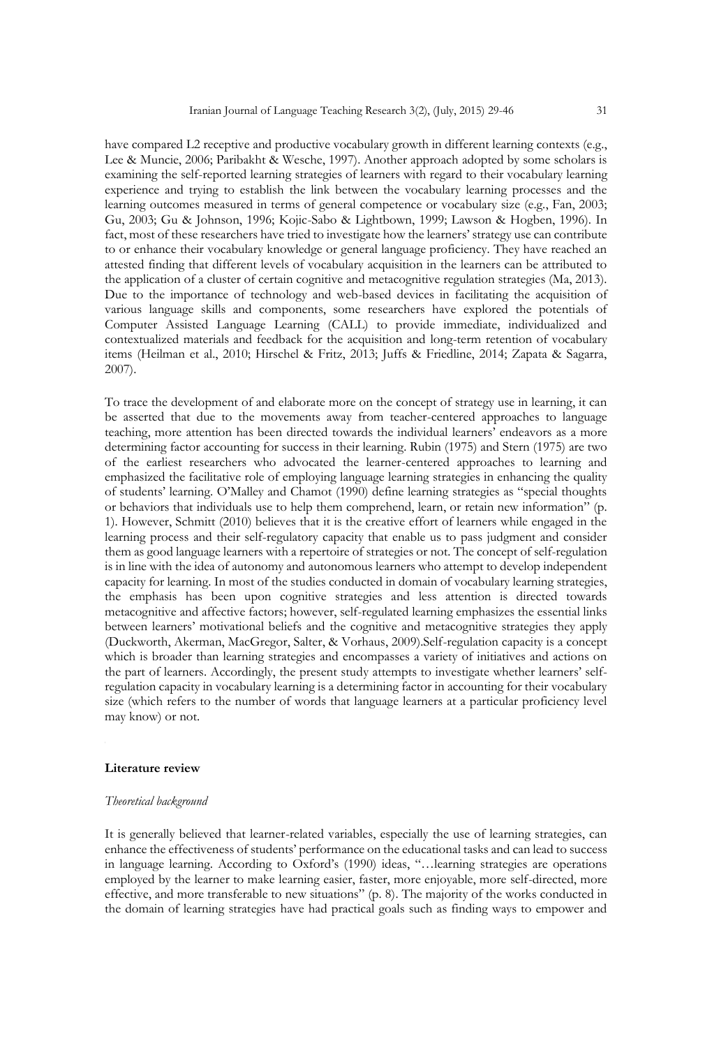have compared L2 receptive and productive vocabulary growth in different learning contexts (e.g., Lee & Muncie, 2006; Paribakht & Wesche, 1997). Another approach adopted by some scholars is examining the self-reported learning strategies of learners with regard to their vocabulary learning experience and trying to establish the link between the vocabulary learning processes and the learning outcomes measured in terms of general competence or vocabulary size (e.g., Fan, 2003; Gu, 2003; Gu & Johnson, 1996; Kojic-Sabo & Lightbown, 1999; Lawson & Hogben, 1996). In fact, most of these researchers have tried to investigate how the learners' strategy use can contribute to or enhance their vocabulary knowledge or general language proficiency. They have reached an attested finding that different levels of vocabulary acquisition in the learners can be attributed to the application of a cluster of certain cognitive and metacognitive regulation strategies (Ma, 2013). Due to the importance of technology and web-based devices in facilitating the acquisition of various language skills and components, some researchers have explored the potentials of Computer Assisted Language Learning (CALL) to provide immediate, individualized and contextualized materials and feedback for the acquisition and long-term retention of vocabulary items (Heilman et al., 2010; Hirschel & Fritz, 2013; Juffs & Friedline, 2014; Zapata & Sagarra, 2007).

To trace the development of and elaborate more on the concept of strategy use in learning, it can be asserted that due to the movements away from teacher-centered approaches to language teaching, more attention has been directed towards the individual learners' endeavors as a more determining factor accounting for success in their learning. Rubin (1975) and Stern (1975) are two of the earliest researchers who advocated the learner-centered approaches to learning and emphasized the facilitative role of employing language learning strategies in enhancing the quality of students' learning. O'Malley and Chamot (1990) define learning strategies as "special thoughts or behaviors that individuals use to help them comprehend, learn, or retain new information" (p. 1). However, Schmitt (2010) believes that it is the creative effort of learners while engaged in the learning process and their self-regulatory capacity that enable us to pass judgment and consider them as good language learners with a repertoire of strategies or not. The concept of self-regulation is in line with the idea of autonomy and autonomous learners who attempt to develop independent capacity for learning. In most of the studies conducted in domain of vocabulary learning strategies, the emphasis has been upon cognitive strategies and less attention is directed towards metacognitive and affective factors; however, self-regulated learning emphasizes the essential links between learners' motivational beliefs and the cognitive and metacognitive strategies they apply (Duckworth, Akerman, MacGregor, Salter, & Vorhaus, 2009).Self-regulation capacity is a concept which is broader than learning strategies and encompasses a variety of initiatives and actions on the part of learners. Accordingly, the present study attempts to investigate whether learners' self-regulation capacity in vocabulary learning is a determining factor in accounting for their vocabulary size (which refers to the number of words that language learners at a particular proficiency level may know) or not.

## Literature review

### *Theoretical background*

It is generally believed that learner-related variables, especially the use of learning strategies, can enhance the effectiveness of students' performance on the educational tasks and can lead to success in language learning. According to Oxford's (1990) ideas, "…learning strategies are operations employed by the learner to make learning easier, faster, more enjoyable, more self-directed, more effective, and more transferable to new situations" (p. 8). The majority of the works conducted in the domain of learning strategies have had practical goals such as finding ways to empower and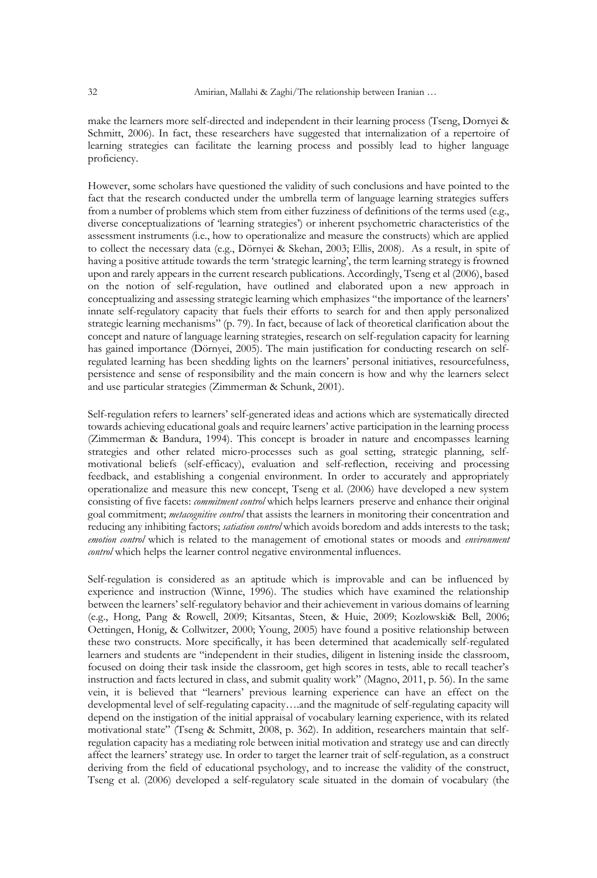make the learners more self-directed and independent in their learning process (Tseng, Dornyei & Schmitt, 2006). In fact, these researchers have suggested that internalization of a repertoire of learning strategies can facilitate the learning process and possibly lead to higher language proficiency.

However, some scholars have questioned the validity of such conclusions and have pointed to the fact that the research conducted under the umbrella term of language learning strategies suffers from a number of problems which stem from either fuzziness of definitions of the terms used (e.g., diverse conceptualizations of 'learning strategies') or inherent psychometric characteristics of the assessment instruments (i.e., how to operationalize and measure the constructs) which are applied to collect the necessary data (e.g., Dörnyei & Skehan, 2003; Ellis, 2008). As a result, in spite of having a positive attitude towards the term 'strategic learning', the term learning strategy is frowned upon and rarely appears in the current research publications. Accordingly, Tseng et al (2006), based on the notion of self-regulation, have outlined and elaborated upon a new approach in conceptualizing and assessing strategic learning which emphasizes "the importance of the learners' innate self-regulatory capacity that fuels their efforts to search for and then apply personalized strategic learning mechanisms" (p. 79). In fact, because of lack of theoretical clarification about the concept and nature of language learning strategies, research on self-regulation capacity for learning has gained importance (Dörnyei, 2005). The main justification for conducting research on self-regulated learning has been shedding lights on the learners' personal initiatives, resourcefulness, persistence and sense of responsibility and the main concern is how and why the learners select and use particular strategies (Zimmerman & Schunk, 2001).

Self-regulation refers to learners' self-generated ideas and actions which are systematically directed towards achieving educational goals and require learners' active participation in the learning process (Zimmerman & Bandura, 1994). This concept is broader in nature and encompasses learning strategies and other related micro-processes such as goal setting, strategic planning, self-motivational beliefs (self-efficacy), evaluation and self-reflection, receiving and processing feedback, and establishing a congenial environment. In order to accurately and appropriately operationalize and measure this new concept, Tseng et al. (2006) have developed a new system consisting of five facets: *commitment control* which helps learners preserve and enhance their original goal commitment; *metacognitive control* that assists the learners in monitoring their concentration and reducing any inhibiting factors; *satiation control* which avoids boredom and adds interests to the task; *emotion control* which is related to the management of emotional states or moods and *environment control* which helps the learner control negative environmental influences.

Self-regulation is considered as an aptitude which is improvable and can be influenced by experience and instruction (Winne, 1996). The studies which have examined the relationship between the learners' self-regulatory behavior and their achievement in various domains of learning (e.g., Hong, Pang & Rowell, 2009; Kitsantas, Steen, & Huie, 2009; Kozlowski& Bell, 2006; Oettingen, Honig, & Collwitzer, 2000; Young, 2005) have found a positive relationship between these two constructs. More specifically, it has been determined that academically self-regulated learners and students are "independent in their studies, diligent in listening inside the classroom, focused on doing their task inside the classroom, get high scores in tests, able to recall teacher's instruction and facts lectured in class, and submit quality work" (Magno, 2011, p. 56). In the same vein, it is believed that "learners' previous learning experience can have an effect on the developmental level of self-regulating capacity….and the magnitude of self-regulating capacity will depend on the instigation of the initial appraisal of vocabulary learning experience, with its related motivational state" (Tseng & Schmitt, 2008, p. 362). In addition, researchers maintain that self-regulation capacity has a mediating role between initial motivation and strategy use and can directly affect the learners' strategy use. In order to target the learner trait of self-regulation, as a construct deriving from the field of educational psychology, and to increase the validity of the construct, Tseng et al. (2006) developed a self-regulatory scale situated in the domain of vocabulary (the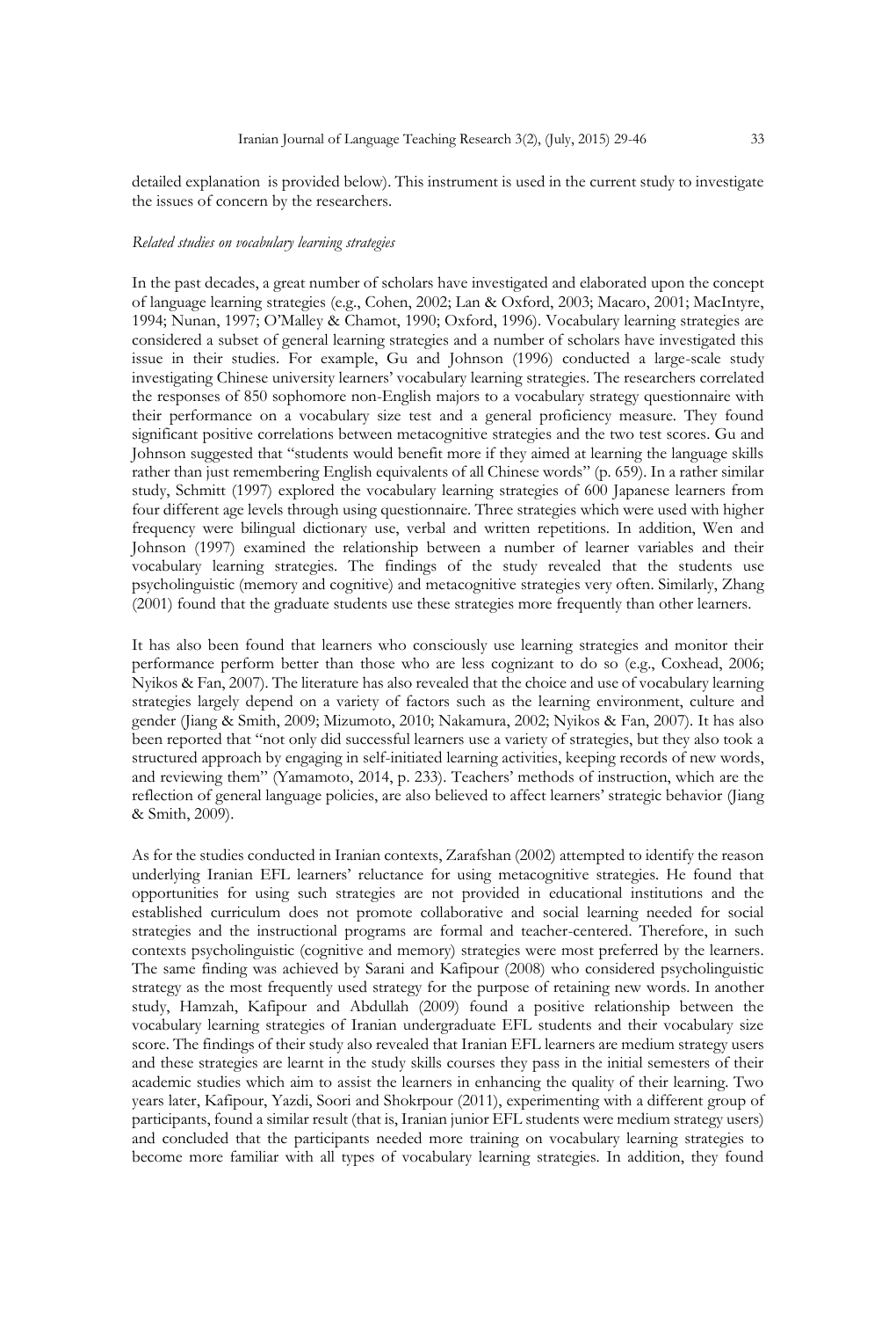detailed explanation is provided below). This instrument is used in the current study to investigate the issues of concern by the researchers.

*Related studies on vocabulary learning strategies*

In the past decades, a great number of scholars have investigated and elaborated upon the concept of language learning strategies (e.g., Cohen, 2002; Lan & Oxford, 2003; Macaro, 2001; MacIntyre, 1994; Nunan, 1997; O'Malley & Chamot, 1990; Oxford, 1996). Vocabulary learning strategies are considered a subset of general learning strategies and a number of scholars have investigated this issue in their studies. For example, Gu and Johnson (1996) conducted a large-scale study investigating Chinese university learners' vocabulary learning strategies. The researchers correlated the responses of 850 sophomore non-English majors to a vocabulary strategy questionnaire with their performance on a vocabulary size test and a general proficiency measure. They found significant positive correlations between metacognitive strategies and the two test scores. Gu and Johnson suggested that "students would benefit more if they aimed at learning the language skills rather than just remembering English equivalents of all Chinese words" (p. 659). In a rather similar study, Schmitt (1997) explored the vocabulary learning strategies of 600 Japanese learners from four different age levels through using questionnaire. Three strategies which were used with higher frequency were bilingual dictionary use, verbal and written repetitions. In addition, Wen and Johnson (1997) examined the relationship between a number of learner variables and their vocabulary learning strategies. The findings of the study revealed that the students use psycholinguistic (memory and cognitive) and metacognitive strategies very often. Similarly, Zhang (2001) found that the graduate students use these strategies more frequently than other learners.

It has also been found that learners who consciously use learning strategies and monitor their performance perform better than those who are less cognizant to do so (e.g., Coxhead, 2006; Nyikos & Fan, 2007). The literature has also revealed that the choice and use of vocabulary learning strategies largely depend on a variety of factors such as the learning environment, culture and gender (Jiang & Smith, 2009; Mizumoto, 2010; Nakamura, 2002; Nyikos & Fan, 2007). It has also been reported that "not only did successful learners use a variety of strategies, but they also took a structured approach by engaging in self-initiated learning activities, keeping records of new words, and reviewing them" (Yamamoto, 2014, p. 233). Teachers' methods of instruction, which are the reflection of general language policies, are also believed to affect learners' strategic behavior (Jiang & Smith, 2009).

As for the studies conducted in Iranian contexts, Zarafshan (2002) attempted to identify the reason underlying Iranian EFL learners' reluctance for using metacognitive strategies. He found that opportunities for using such strategies are not provided in educational institutions and the established curriculum does not promote collaborative and social learning needed for social strategies and the instructional programs are formal and teacher-centered. Therefore, in such contexts psycholinguistic (cognitive and memory) strategies were most preferred by the learners. The same finding was achieved by Sarani and Kafipour (2008) who considered psycholinguistic strategy as the most frequently used strategy for the purpose of retaining new words. In another study, Hamzah, Kafipour and Abdullah (2009) found a positive relationship between the vocabulary learning strategies of Iranian undergraduate EFL students and their vocabulary size score. The findings of their study also revealed that Iranian EFL learners are medium strategy users and these strategies are learnt in the study skills courses they pass in the initial semesters of their academic studies which aim to assist the learners in enhancing the quality of their learning. Two years later, Kafipour, Yazdi, Soori and Shokrpour (2011), experimenting with a different group of participants, found a similar result (that is, Iranian junior EFL students were medium strategy users) and concluded that the participants needed more training on vocabulary learning strategies to become more familiar with all types of vocabulary learning strategies. In addition, they found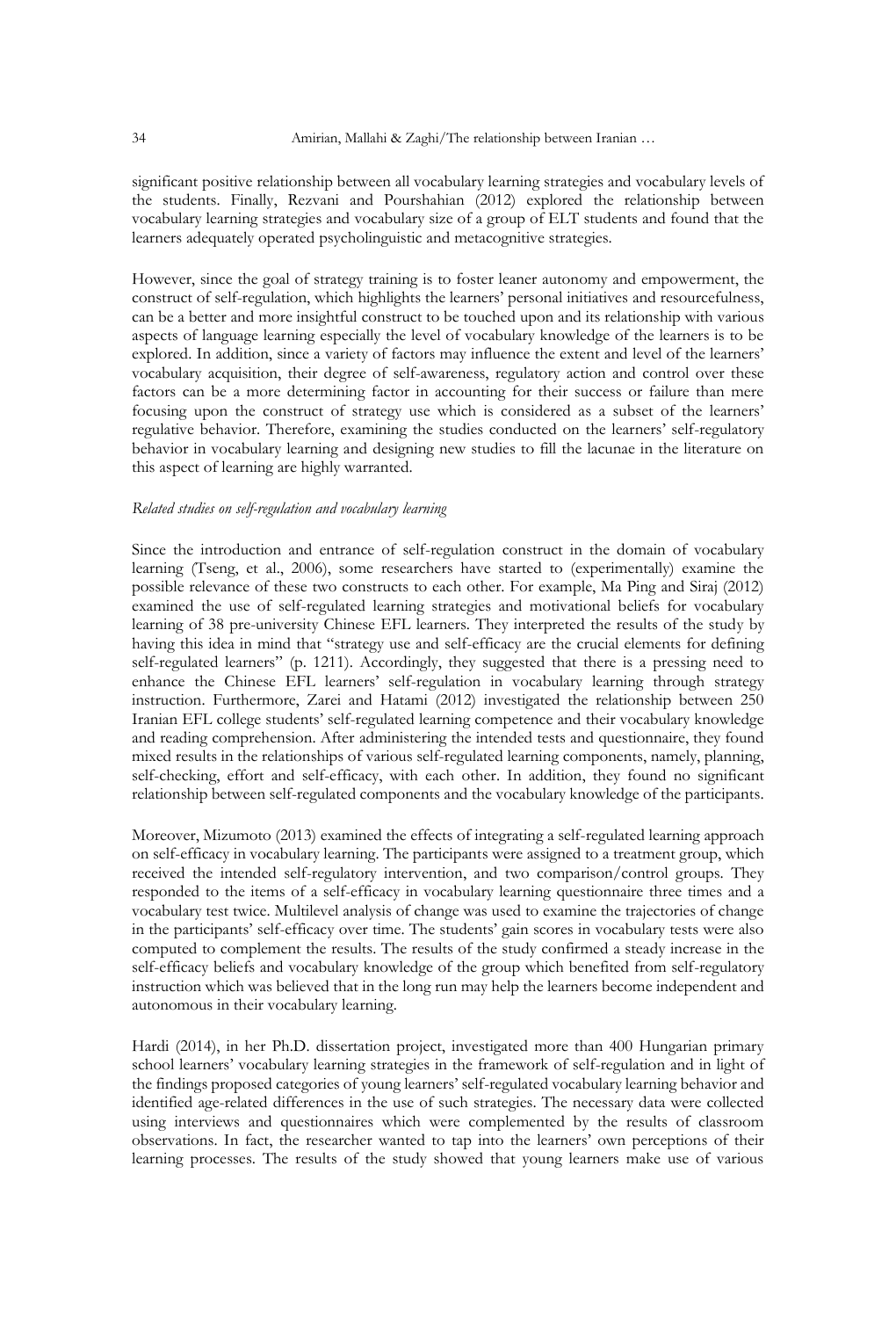significant positive relationship between all vocabulary learning strategies and vocabulary levels of the students. Finally, Rezvani and Pourshahian (2012) explored the relationship between vocabulary learning strategies and vocabulary size of a group of ELT students and found that the learners adequately operated psycholinguistic and metacognitive strategies.

However, since the goal of strategy training is to foster leaner autonomy and empowerment, the construct of self-regulation, which highlights the learners' personal initiatives and resourcefulness, can be a better and more insightful construct to be touched upon and its relationship with various aspects of language learning especially the level of vocabulary knowledge of the learners is to be explored. In addition, since a variety of factors may influence the extent and level of the learners' vocabulary acquisition, their degree of self-awareness, regulatory action and control over these factors can be a more determining factor in accounting for their success or failure than mere focusing upon the construct of strategy use which is considered as a subset of the learners' regulative behavior. Therefore, examining the studies conducted on the learners' self-regulatory behavior in vocabulary learning and designing new studies to fill the lacunae in the literature on this aspect of learning are highly warranted.

*Related studies on self-regulation and vocabulary learning*

Since the introduction and entrance of self-regulation construct in the domain of vocabulary learning (Tseng, et al., 2006), some researchers have started to (experimentally) examine the possible relevance of these two constructs to each other. For example, Ma Ping and Siraj (2012) examined the use of self-regulated learning strategies and motivational beliefs for vocabulary learning of 38 pre-university Chinese EFL learners. They interpreted the results of the study by having this idea in mind that "strategy use and self-efficacy are the crucial elements for defining self-regulated learners" (p. 1211). Accordingly, they suggested that there is a pressing need to enhance the Chinese EFL learners' self-regulation in vocabulary learning through strategy instruction. Furthermore, Zarei and Hatami (2012) investigated the relationship between 250 Iranian EFL college students' self-regulated learning competence and their vocabulary knowledge and reading comprehension. After administering the intended tests and questionnaire, they found mixed results in the relationships of various self-regulated learning components, namely, planning, self-checking, effort and self-efficacy, with each other. In addition, they found no significant relationship between self-regulated components and the vocabulary knowledge of the participants.

Moreover, Mizumoto (2013) examined the effects of integrating a self-regulated learning approach on self-efficacy in vocabulary learning. The participants were assigned to a treatment group, which received the intended self-regulatory intervention, and two comparison/control groups. They responded to the items of a self-efficacy in vocabulary learning questionnaire three times and a vocabulary test twice. Multilevel analysis of change was used to examine the trajectories of change in the participants' self-efficacy over time. The students' gain scores in vocabulary tests were also computed to complement the results. The results of the study confirmed a steady increase in the self-efficacy beliefs and vocabulary knowledge of the group which benefited from self-regulatory instruction which was believed that in the long run may help the learners become independent and autonomous in their vocabulary learning.

Hardi (2014), in her Ph.D. dissertation project, investigated more than 400 Hungarian primary school learners' vocabulary learning strategies in the framework of self-regulation and in light of the findings proposed categories of young learners' self-regulated vocabulary learning behavior and identified age-related differences in the use of such strategies. The necessary data were collected using interviews and questionnaires which were complemented by the results of classroom observations. In fact, the researcher wanted to tap into the learners' own perceptions of their learning processes. The results of the study showed that young learners make use of various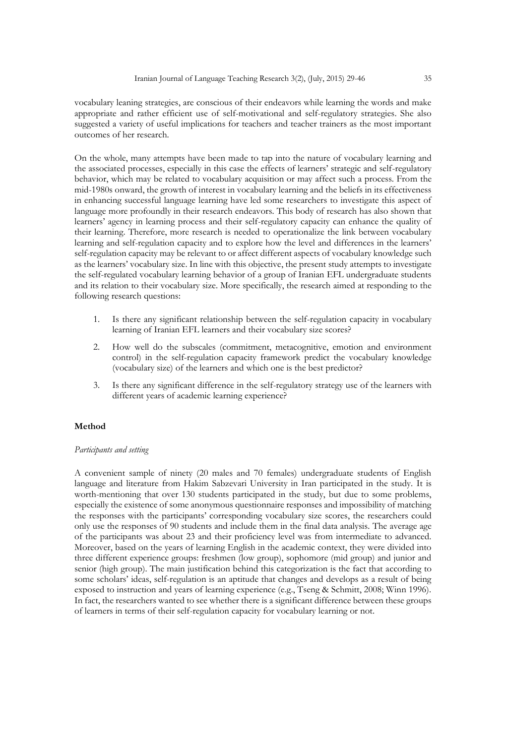vocabulary leaning strategies, are conscious of their endeavors while learning the words and make appropriate and rather efficient use of self-motivational and self-regulatory strategies. She also suggested a variety of useful implications for teachers and teacher trainers as the most important outcomes of her research.

On the whole, many attempts have been made to tap into the nature of vocabulary learning and the associated processes, especially in this case the effects of learners' strategic and self-regulatory behavior, which may be related to vocabulary acquisition or may affect such a process. From the mid-1980s onward, the growth of interest in vocabulary learning and the beliefs in its effectiveness in enhancing successful language learning have led some researchers to investigate this aspect of language more profoundly in their research endeavors. This body of research has also shown that learners' agency in learning process and their self-regulatory capacity can enhance the quality of their learning. Therefore, more research is needed to operationalize the link between vocabulary learning and self-regulation capacity and to explore how the level and differences in the learners' self-regulation capacity may be relevant to or affect different aspects of vocabulary knowledge such as the learners' vocabulary size. In line with this objective, the present study attempts to investigate the self-regulated vocabulary learning behavior of a group of Iranian EFL undergraduate students and its relation to their vocabulary size. More specifically, the research aimed at responding to the following research questions:

1. Is there any significant relationship between the self-regulation capacity in vocabulary learning of Iranian EFL learners and their vocabulary size scores?
2. How well do the subscales (commitment, metacognitive, emotion and environment control) in the self-regulation capacity framework predict the vocabulary knowledge (vocabulary size) of the learners and which one is the best predictor?
3. Is there any significant difference in the self-regulatory strategy use of the learners with different years of academic learning experience?

## Method

### *Participants and setting*

A convenient sample of ninety (20 males and 70 females) undergraduate students of English language and literature from Hakim Sabzevari University in Iran participated in the study. It is worth-mentioning that over 130 students participated in the study, but due to some problems, especially the existence of some anonymous questionnaire responses and impossibility of matching the responses with the participants' corresponding vocabulary size scores, the researchers could only use the responses of 90 students and include them in the final data analysis. The average age of the participants was about 23 and their proficiency level was from intermediate to advanced. Moreover, based on the years of learning English in the academic context, they were divided into three different experience groups: freshmen (low group), sophomore (mid group) and junior and senior (high group). The main justification behind this categorization is the fact that according to some scholars' ideas, self-regulation is an aptitude that changes and develops as a result of being exposed to instruction and years of learning experience (e.g., Tseng & Schmitt, 2008; Winn 1996). In fact, the researchers wanted to see whether there is a significant difference between these groups of learners in terms of their self-regulation capacity for vocabulary learning or not.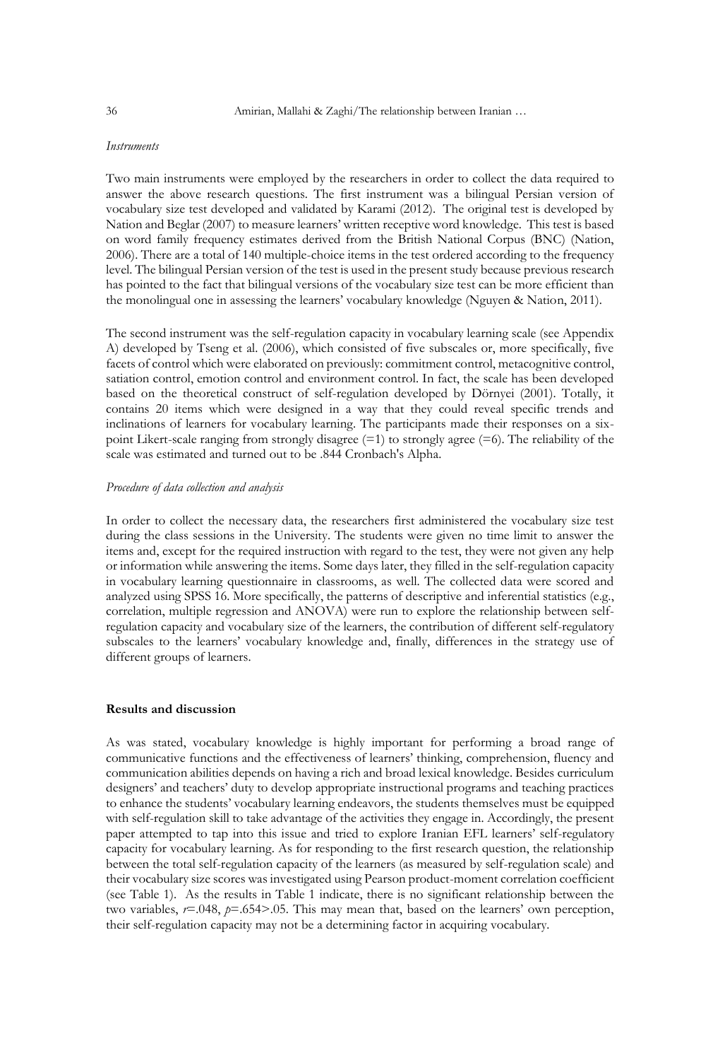*Instruments*

Two main instruments were employed by the researchers in order to collect the data required to answer the above research questions. The first instrument was a bilingual Persian version of vocabulary size test developed and validated by Karami (2012). The original test is developed by Nation and Beglar (2007) to measure learners' written receptive word knowledge. This test is based on word family frequency estimates derived from the British National Corpus (BNC) (Nation, 2006). There are a total of 140 multiple-choice items in the test ordered according to the frequency level. The bilingual Persian version of the test is used in the present study because previous research has pointed to the fact that bilingual versions of the vocabulary size test can be more efficient than the monolingual one in assessing the learners' vocabulary knowledge (Nguyen & Nation, 2011).

The second instrument was the self-regulation capacity in vocabulary learning scale (see Appendix A) developed by Tseng et al. (2006), which consisted of five subscales or, more specifically, five facets of control which were elaborated on previously: commitment control, metacognitive control, satiation control, emotion control and environment control. In fact, the scale has been developed based on the theoretical construct of self-regulation developed by Dörnyei (2001). Totally, it contains 20 items which were designed in a way that they could reveal specific trends and inclinations of learners for vocabulary learning. The participants made their responses on a six-point Likert-scale ranging from strongly disagree (=1) to strongly agree (=6). The reliability of the scale was estimated and turned out to be .844 Cronbach's Alpha.

*Procedure of data collection and analysis*

In order to collect the necessary data, the researchers first administered the vocabulary size test during the class sessions in the University. The students were given no time limit to answer the items and, except for the required instruction with regard to the test, they were not given any help or information while answering the items. Some days later, they filled in the self-regulation capacity in vocabulary learning questionnaire in classrooms, as well. The collected data were scored and analyzed using SPSS 16. More specifically, the patterns of descriptive and inferential statistics (e.g., correlation, multiple regression and ANOVA) were run to explore the relationship between self-regulation capacity and vocabulary size of the learners, the contribution of different self-regulatory subscales to the learners' vocabulary knowledge and, finally, differences in the strategy use of different groups of learners.

**Results and discussion**

As was stated, vocabulary knowledge is highly important for performing a broad range of communicative functions and the effectiveness of learners' thinking, comprehension, fluency and communication abilities depends on having a rich and broad lexical knowledge. Besides curriculum designers' and teachers' duty to develop appropriate instructional programs and teaching practices to enhance the students' vocabulary learning endeavors, the students themselves must be equipped with self-regulation skill to take advantage of the activities they engage in. Accordingly, the present paper attempted to tap into this issue and tried to explore Iranian EFL learners' self-regulatory capacity for vocabulary learning. As for responding to the first research question, the relationship between the total self-regulation capacity of the learners (as measured by self-regulation scale) and their vocabulary size scores was investigated using Pearson product-moment correlation coefficient (see Table 1). As the results in Table 1 indicate, there is no significant relationship between the two variables, $r=.048$, $p=.654>.05$. This may mean that, based on the learners' own perception, their self-regulation capacity may not be a determining factor in acquiring vocabulary.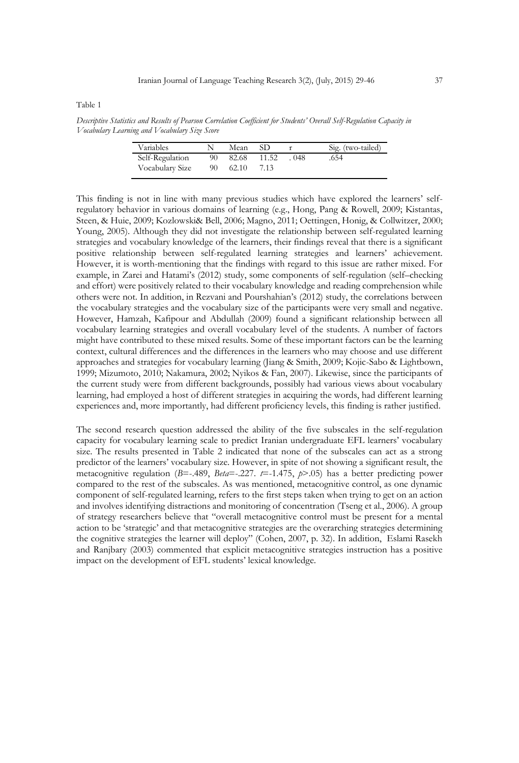Table 1

*Descriptive Statistics and Results of Pearson Correlation Coefficient for Students' Overall Self-Regulation Capacity in Vocabulary Learning and Vocabulary Size Score*

| Variables | N | Mean | SD | r | Sig. (two-tailed) |
|---|---|---|---|---|---|
| Self-Regulation | 90 | 82.68 | 11.52 | . 048 | .654 |
| Vocabulary Size | 90 | 62.10 | 7.13 | | |

This finding is not in line with many previous studies which have explored the learners' self-regulatory behavior in various domains of learning (e.g., Hong, Pang & Rowell, 2009; Kistantas, Steen, & Huie, 2009; Kozlowski& Bell, 2006; Magno, 2011; Oettingen, Honig, & Collwitzer, 2000; Young, 2005). Although they did not investigate the relationship between self-regulated learning strategies and vocabulary knowledge of the learners, their findings reveal that there is a significant positive relationship between self-regulated learning strategies and learners' achievement. However, it is worth-mentioning that the findings with regard to this issue are rather mixed. For example, in Zarei and Hatami's (2012) study, some components of self-regulation (self–checking and effort) were positively related to their vocabulary knowledge and reading comprehension while others were not. In addition, in Rezvani and Pourshahian's (2012) study, the correlations between the vocabulary strategies and the vocabulary size of the participants were very small and negative. However, Hamzah, Kafipour and Abdullah (2009) found a significant relationship between all vocabulary learning strategies and overall vocabulary level of the students. A number of factors might have contributed to these mixed results. Some of these important factors can be the learning context, cultural differences and the differences in the learners who may choose and use different approaches and strategies for vocabulary learning (Jiang & Smith, 2009; Kojic-Sabo & Lightbown, 1999; Mizumoto, 2010; Nakamura, 2002; Nyikos & Fan, 2007). Likewise, since the participants of the current study were from different backgrounds, possibly had various views about vocabulary learning, had employed a host of different strategies in acquiring the words, had different learning experiences and, more importantly, had different proficiency levels, this finding is rather justified.

The second research question addressed the ability of the five subscales in the self-regulation capacity for vocabulary learning scale to predict Iranian undergraduate EFL learners' vocabulary size. The results presented in Table 2 indicated that none of the subscales can act as a strong predictor of the learners' vocabulary size. However, in spite of not showing a significant result, the metacognitive regulation ($B$=-.489, *Beta*=-.227. $t$=-1.475, $p$>.05) has a better predicting power compared to the rest of the subscales. As was mentioned, metacognitive control, as one dynamic component of self-regulated learning, refers to the first steps taken when trying to get on an action and involves identifying distractions and monitoring of concentration (Tseng et al., 2006). A group of strategy researchers believe that "overall metacognitive control must be present for a mental action to be 'strategic' and that metacognitive strategies are the overarching strategies determining the cognitive strategies the learner will deploy" (Cohen, 2007, p. 32). In addition, Eslami Rasekh and Ranjbary (2003) commented that explicit metacognitive strategies instruction has a positive impact on the development of EFL students' lexical knowledge.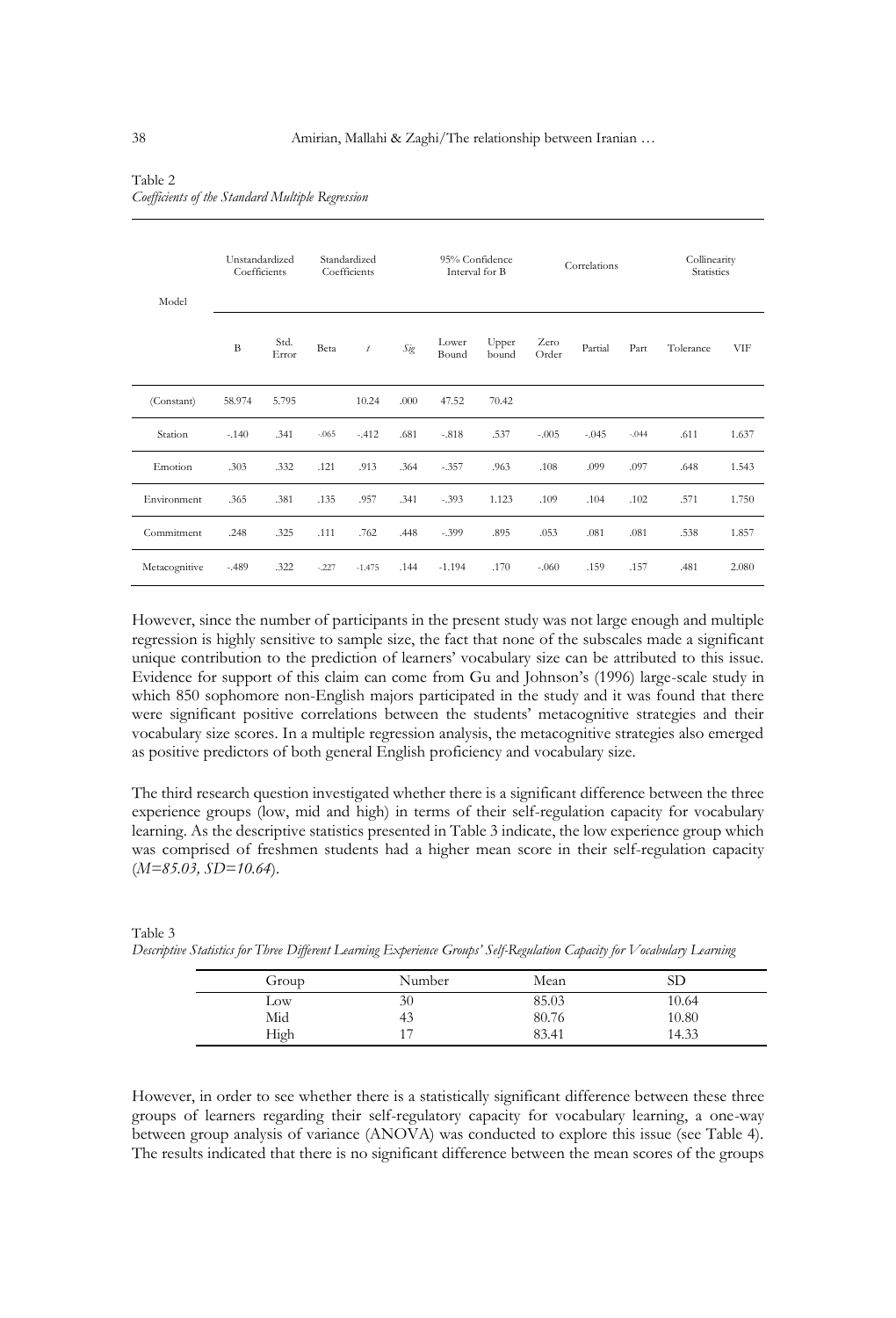Table 2
*Coefficients of the Standard Multiple Regression*

| Model | Unstandardized Coefficients | | Standardized Coefficients | | | 95% Confidence Interval for B | | Correlations | | | Collinearity Statistics | |
|---|---|---|---|---|---|---|---|---|---|---|---|---|
| | B | Std. Error | Beta | *t* | *Sig* | Lower Bound | Upper bound | Zero Order | Partial | Part | Tolerance | VIF |
| (Constant) | 58.974 | 5.795 | | 10.24 | .000 | 47.52 | 70.42 | | | | | |
| Station | -.140 | .341 | -.065 | -.412 | .681 | -.818 | .537 | -.005 | -.045 | -.044 | .611 | 1.637 |
| Emotion | .303 | .332 | .121 | .913 | .364 | -.357 | .963 | .108 | .099 | .097 | .648 | 1.543 |
| Environment | .365 | .381 | .135 | .957 | .341 | -.393 | 1.123 | .109 | .104 | .102 | .571 | 1.750 |
| Commitment | .248 | .325 | .111 | .762 | .448 | -.399 | .895 | .053 | .081 | .081 | .538 | 1.857 |
| Metacognitive | -.489 | .322 | -.227 | -1.475 | .144 | -1.194 | .170 | -.060 | .159 | .157 | .481 | 2.080 |

However, since the number of participants in the present study was not large enough and multiple regression is highly sensitive to sample size, the fact that none of the subscales made a significant unique contribution to the prediction of learners' vocabulary size can be attributed to this issue. Evidence for support of this claim can come from Gu and Johnson's (1996) large-scale study in which 850 sophomore non-English majors participated in the study and it was found that there were significant positive correlations between the students' metacognitive strategies and their vocabulary size scores. In a multiple regression analysis, the metacognitive strategies also emerged as positive predictors of both general English proficiency and vocabulary size.

The third research question investigated whether there is a significant difference between the three experience groups (low, mid and high) in terms of their self-regulation capacity for vocabulary learning. As the descriptive statistics presented in Table 3 indicate, the low experience group which was comprised of freshmen students had a higher mean score in their self-regulation capacity (*M=85.03, SD=10.64*).

Table 3
*Descriptive Statistics for Three Different Learning Experience Groups' Self-Regulation Capacity for Vocabulary Learning*

| Group | Number | Mean | SD |
|---|---|---|---|
| Low | 30 | 85.03 | 10.64 |
| Mid | 43 | 80.76 | 10.80 |
| High | 17 | 83.41 | 14.33 |

However, in order to see whether there is a statistically significant difference between these three groups of learners regarding their self-regulatory capacity for vocabulary learning, a one-way between group analysis of variance (ANOVA) was conducted to explore this issue (see Table 4). The results indicated that there is no significant difference between the mean scores of the groups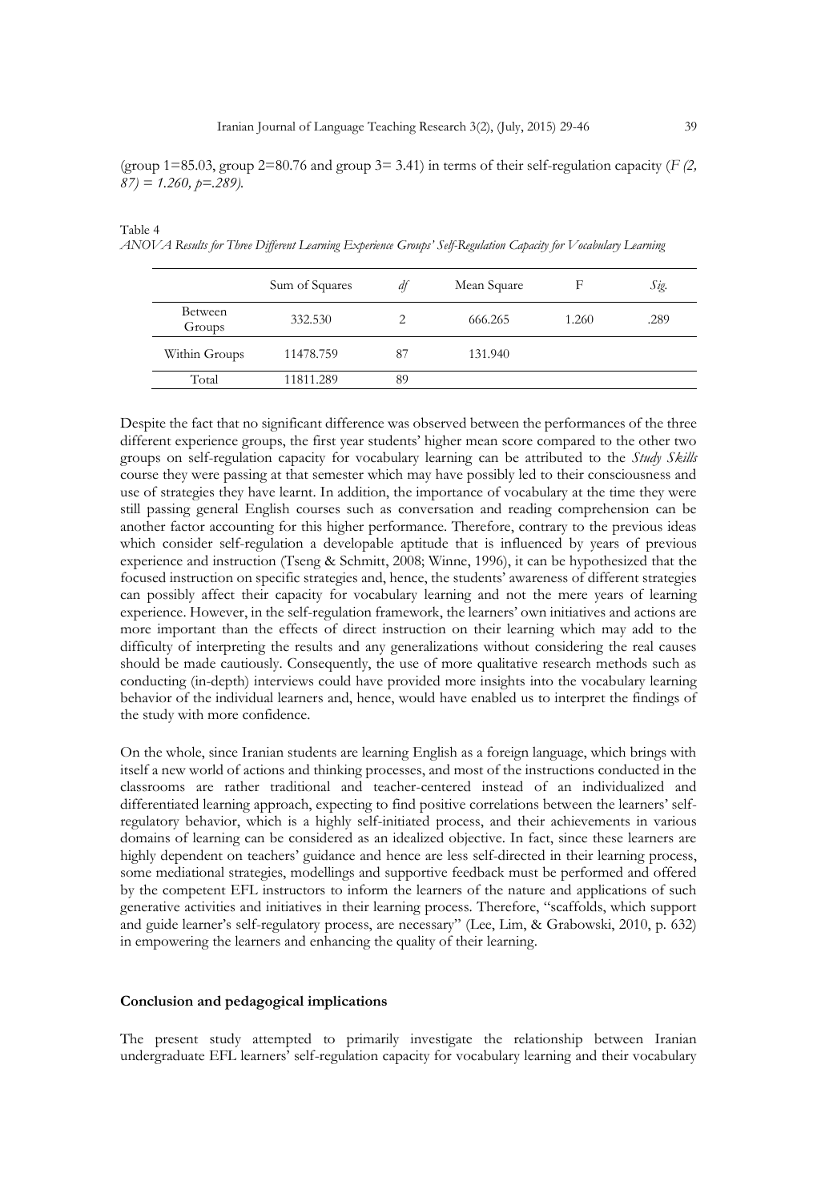(group 1=85.03, group 2=80.76 and group 3= 3.41) in terms of their self-regulation capacity ($F$ *(2, 87) = 1.260, p=.289).*

Table 4
*ANOVA Results for Three Different Learning Experience Groups' Self-Regulation Capacity for Vocabulary Learning*

| | Sum of Squares | *df* | Mean Square | F | *Sig.* |
|---|---|---|---|---|---|
| Between Groups | 332.530 | 2 | 666.265 | 1.260 | .289 |
| Within Groups | 11478.759 | 87 | 131.940 | | |
| Total | 11811.289 | 89 | | | |

Despite the fact that no significant difference was observed between the performances of the three different experience groups, the first year students' higher mean score compared to the other two groups on self-regulation capacity for vocabulary learning can be attributed to the *Study Skills* course they were passing at that semester which may have possibly led to their consciousness and use of strategies they have learnt. In addition, the importance of vocabulary at the time they were still passing general English courses such as conversation and reading comprehension can be another factor accounting for this higher performance. Therefore, contrary to the previous ideas which consider self-regulation a developable aptitude that is influenced by years of previous experience and instruction (Tseng & Schmitt, 2008; Winne, 1996), it can be hypothesized that the focused instruction on specific strategies and, hence, the students' awareness of different strategies can possibly affect their capacity for vocabulary learning and not the mere years of learning experience. However, in the self-regulation framework, the learners' own initiatives and actions are more important than the effects of direct instruction on their learning which may add to the difficulty of interpreting the results and any generalizations without considering the real causes should be made cautiously. Consequently, the use of more qualitative research methods such as conducting (in-depth) interviews could have provided more insights into the vocabulary learning behavior of the individual learners and, hence, would have enabled us to interpret the findings of the study with more confidence.

On the whole, since Iranian students are learning English as a foreign language, which brings with itself a new world of actions and thinking processes, and most of the instructions conducted in the classrooms are rather traditional and teacher-centered instead of an individualized and differentiated learning approach, expecting to find positive correlations between the learners' self-regulatory behavior, which is a highly self-initiated process, and their achievements in various domains of learning can be considered as an idealized objective. In fact, since these learners are highly dependent on teachers' guidance and hence are less self-directed in their learning process, some mediational strategies, modellings and supportive feedback must be performed and offered by the competent EFL instructors to inform the learners of the nature and applications of such generative activities and initiatives in their learning process. Therefore, "scaffolds, which support and guide learner's self-regulatory process, are necessary" (Lee, Lim, & Grabowski, 2010, p. 632) in empowering the learners and enhancing the quality of their learning.

## Conclusion and pedagogical implications

The present study attempted to primarily investigate the relationship between Iranian undergraduate EFL learners' self-regulation capacity for vocabulary learning and their vocabulary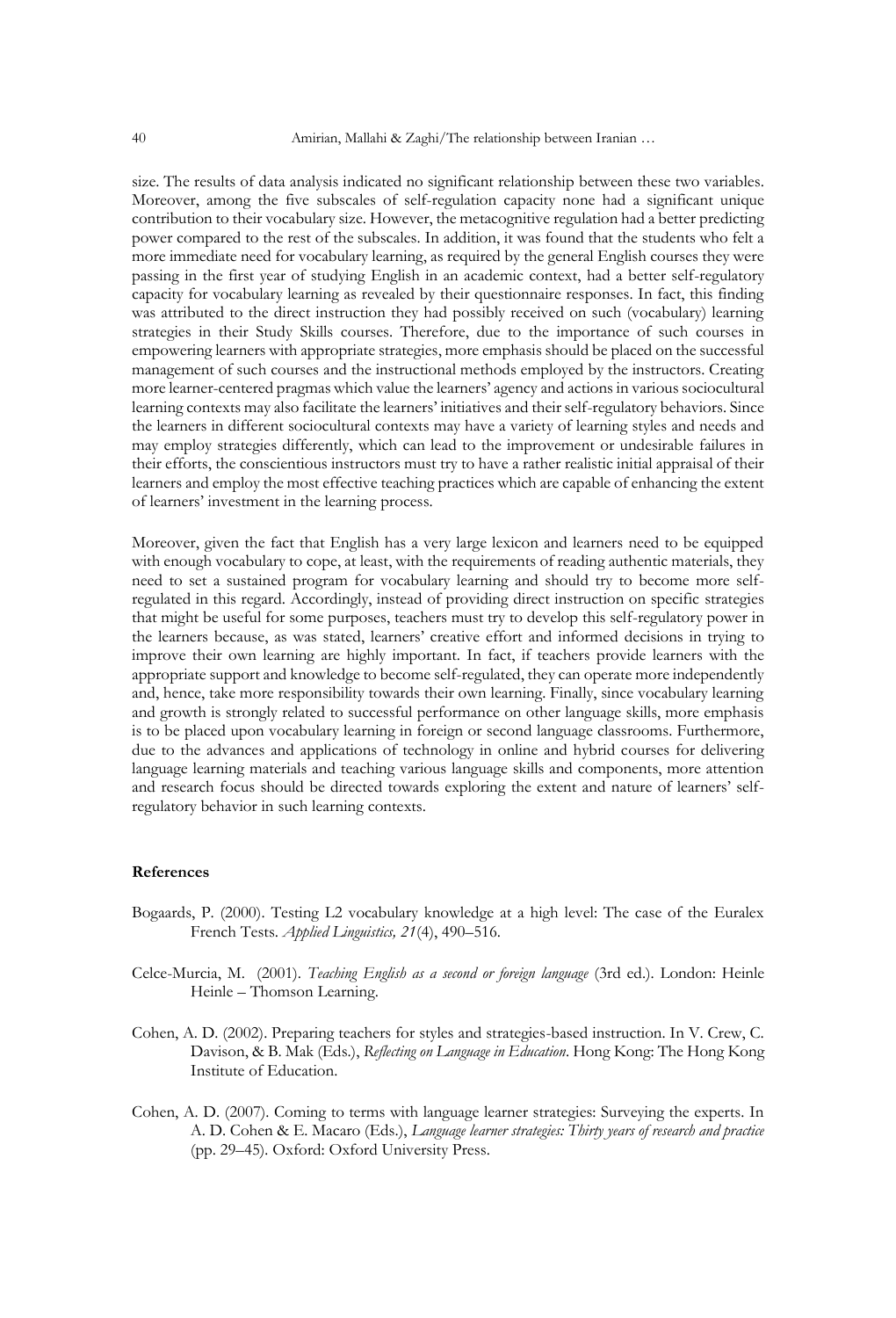size. The results of data analysis indicated no significant relationship between these two variables. Moreover, among the five subscales of self-regulation capacity none had a significant unique contribution to their vocabulary size. However, the metacognitive regulation had a better predicting power compared to the rest of the subscales. In addition, it was found that the students who felt a more immediate need for vocabulary learning, as required by the general English courses they were passing in the first year of studying English in an academic context, had a better self-regulatory capacity for vocabulary learning as revealed by their questionnaire responses. In fact, this finding was attributed to the direct instruction they had possibly received on such (vocabulary) learning strategies in their Study Skills courses. Therefore, due to the importance of such courses in empowering learners with appropriate strategies, more emphasis should be placed on the successful management of such courses and the instructional methods employed by the instructors. Creating more learner-centered pragmas which value the learners' agency and actions in various sociocultural learning contexts may also facilitate the learners' initiatives and their self-regulatory behaviors. Since the learners in different sociocultural contexts may have a variety of learning styles and needs and may employ strategies differently, which can lead to the improvement or undesirable failures in their efforts, the conscientious instructors must try to have a rather realistic initial appraisal of their learners and employ the most effective teaching practices which are capable of enhancing the extent of learners' investment in the learning process.

Moreover, given the fact that English has a very large lexicon and learners need to be equipped with enough vocabulary to cope, at least, with the requirements of reading authentic materials, they need to set a sustained program for vocabulary learning and should try to become more self-regulated in this regard. Accordingly, instead of providing direct instruction on specific strategies that might be useful for some purposes, teachers must try to develop this self-regulatory power in the learners because, as was stated, learners' creative effort and informed decisions in trying to improve their own learning are highly important. In fact, if teachers provide learners with the appropriate support and knowledge to become self-regulated, they can operate more independently and, hence, take more responsibility towards their own learning. Finally, since vocabulary learning and growth is strongly related to successful performance on other language skills, more emphasis is to be placed upon vocabulary learning in foreign or second language classrooms. Furthermore, due to the advances and applications of technology in online and hybrid courses for delivering language learning materials and teaching various language skills and components, more attention and research focus should be directed towards exploring the extent and nature of learners' self-regulatory behavior in such learning contexts.

## References

Bogaards, P. (2000). Testing L2 vocabulary knowledge at a high level: The case of the Euralex French Tests. *Applied Linguistics, 21*(4), 490–516.

Celce-Murcia, M. (2001). *Teaching English as a second or foreign language* (3rd ed.). London: Heinle Heinle – Thomson Learning.

Cohen, A. D. (2002). Preparing teachers for styles and strategies-based instruction. In V. Crew, C. Davison, & B. Mak (Eds.), *Reflecting on Language in Education*. Hong Kong: The Hong Kong Institute of Education.

Cohen, A. D. (2007). Coming to terms with language learner strategies: Surveying the experts. In A. D. Cohen & E. Macaro (Eds.), *Language learner strategies: Thirty years of research and practice* (pp. 29–45). Oxford: Oxford University Press.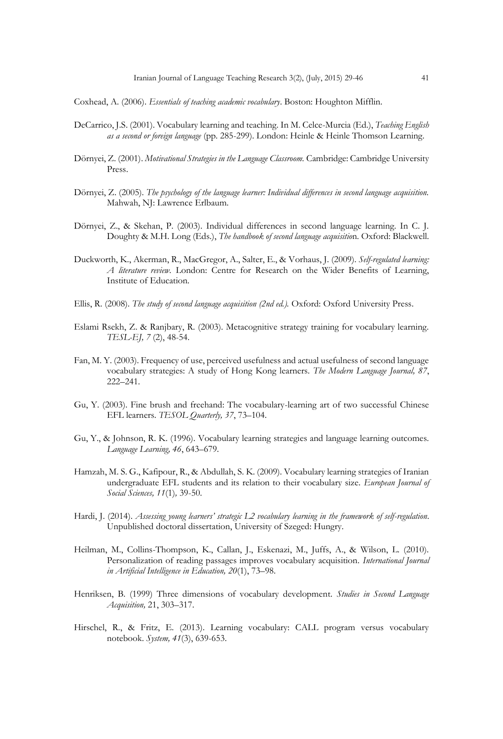Coxhead, A. (2006). *Essentials of teaching academic vocabulary*. Boston: Houghton Mifflin.

DeCarrico, J.S. (2001). Vocabulary learning and teaching. In M. Celce-Murcia (Ed.), *Teaching English as a second or foreign language* (pp. 285-299). London: Heinle & Heinle Thomson Learning.

Dörnyei, Z. (2001). *Motivational Strategies in the Language Classroom.* Cambridge: Cambridge University Press.

Dörnyei, Z. (2005). *The psychology of the language learner: Individual differences in second language acquisition.* Mahwah, NJ: Lawrence Erlbaum.

Dörnyei, Z., & Skehan, P. (2003). Individual differences in second language learning. In C. J. Doughty & M.H. Long (Eds.), *The handbook of second language acquisitio*n. Oxford: Blackwell.

Duckworth, K., Akerman, R., MacGregor, A., Salter, E., & Vorhaus, J. (2009). *Self-regulated learning: A literature review*. London: Centre for Research on the Wider Benefits of Learning, Institute of Education.

Ellis, R. (2008). *The study of second language acquisition (2nd ed.).* Oxford: Oxford University Press.

Eslami Rsekh, Z. & Ranjbary, R. (2003). Metacognitive strategy training for vocabulary learning. *TESL-EJ, 7* (2), 48-54.

Fan, M. Y. (2003). Frequency of use, perceived usefulness and actual usefulness of second language vocabulary strategies: A study of Hong Kong learners. *The Modern Language Journal, 87*, 222–241.

Gu, Y. (2003). Fine brush and freehand: The vocabulary-learning art of two successful Chinese EFL learners. *TESOL Quarterly, 37*, 73–104.

Gu, Y., & Johnson, R. K. (1996). Vocabulary learning strategies and language learning outcomes. *Language Learning, 46*, 643–679.

Hamzah, M. S. G., Kafipour, R., & Abdullah, S. K. (2009). Vocabulary learning strategies of Iranian undergraduate EFL students and its relation to their vocabulary size. *European Journal of Social Sciences, 11*(1)*,* 39-50.

Hardi, J. (2014). *Assessing young learners' strategic L2 vocabulary learning in the framework of self-regulation*. Unpublished doctoral dissertation, University of Szeged: Hungry.

Heilman, M., Collins-Thompson, K., Callan, J., Eskenazi, M., Juffs, A., & Wilson, L. (2010). Personalization of reading passages improves vocabulary acquisition. *International Journal in Artificial Intelligence in Education, 20*(1), 73–98.

Henriksen, B. (1999) Three dimensions of vocabulary development. *Studies in Second Language Acquisition,* 21, 303–317.

Hirschel, R., & Fritz, E. (2013). Learning vocabulary: CALL program versus vocabulary notebook. *System, 41*(3), 639-653.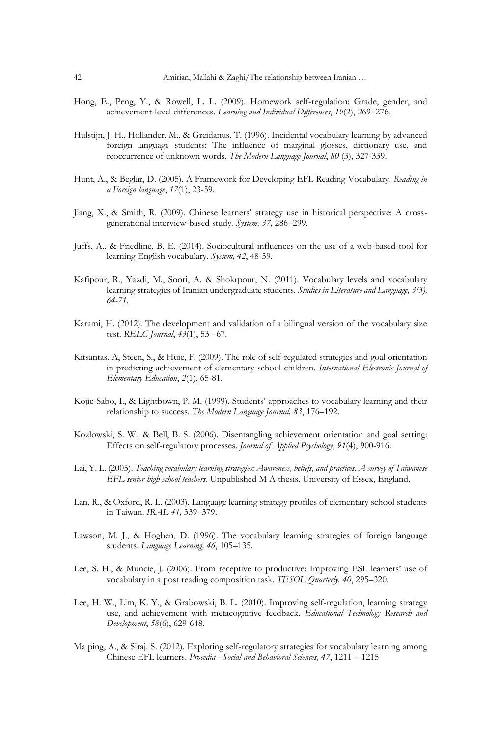Hong, E., Peng, Y., & Rowell, L. L. (2009). Homework self-regulation: Grade, gender, and achievement-level differences. *Learning and Individual Differences*, *19*(2), 269–276.

Hulstijn, J. H., Hollander, M., & Greidanus, T. (1996). Incidental vocabulary learning by advanced foreign language students: The influence of marginal glosses, dictionary use, and reoccurrence of unknown words. *The Modern Language Journal*, *80* (3), 327-339.

Hunt, A., & Beglar, D. (2005). A Framework for Developing EFL Reading Vocabulary. *Reading in a Foreign language*, *17*(1), 23-59.

Jiang, X., & Smith, R. (2009). Chinese learners' strategy use in historical perspective: A cross-generational interview-based study. *System, 37,* 286–299.

Juffs, A., & Friedline, B. E. (2014). Sociocultural influences on the use of a web-based tool for learning English vocabulary. *System, 42*, 48-59.

Kafipour, R., Yazdi, M., Soori, A. & Shokrpour, N. (2011). Vocabulary levels and vocabulary learning strategies of Iranian undergraduate students. *Studies in Literature and Language, 3(3), 64-71.*

Karami, H. (2012). The development and validation of a bilingual version of the vocabulary size test. *RELC Journal*, *43*(1), 53 –67.

Kitsantas, A, Steen, S., & Huie, F. (2009). The role of self-regulated strategies and goal orientation in predicting achievement of elementary school children. *International Electronic Journal of Elementary Education*, *2*(1), 65-81.

Kojic-Sabo, I., & Lightbown, P. M. (1999). Students' approaches to vocabulary learning and their relationship to success. *The Modern Language Journal, 83*, 176–192.

Kozlowski, S. W., & Bell, B. S. (2006). Disentangling achievement orientation and goal setting: Effects on self-regulatory processes. *Journal of Applied Psychology*, *91*(4), 900-916.

Lai, Y. L. (2005). *Teaching vocabulary learning strategies: Awareness, beliefs, and practices. A survey of Taiwanese EFL senior high school teachers*. Unpublished M A thesis. University of Essex, England.

Lan, R., & Oxford, R. L. (2003). Language learning strategy profiles of elementary school students in Taiwan. *IRAL 41,* 339–379.

Lawson, M. J., & Hogben, D. (1996). The vocabulary learning strategies of foreign language students. *Language Learning, 46*, 105–135.

Lee, S. H., & Muncie, J. (2006). From receptive to productive: Improving ESL learners' use of vocabulary in a post reading composition task. *TESOL Quarterly, 40*, 295–320.

Lee, H. W., Lim, K. Y., & Grabowski, B. L. (2010). Improving self-regulation, learning strategy use, and achievement with metacognitive feedback. *Educational Technology Research and Development*, *58*(6), 629-648.

Ma ping, A., & Siraj. S. (2012). Exploring self-regulatory strategies for vocabulary learning among Chinese EFL learners. *Procedia - Social and Behavioral Sciences, 47*, 1211 – 1215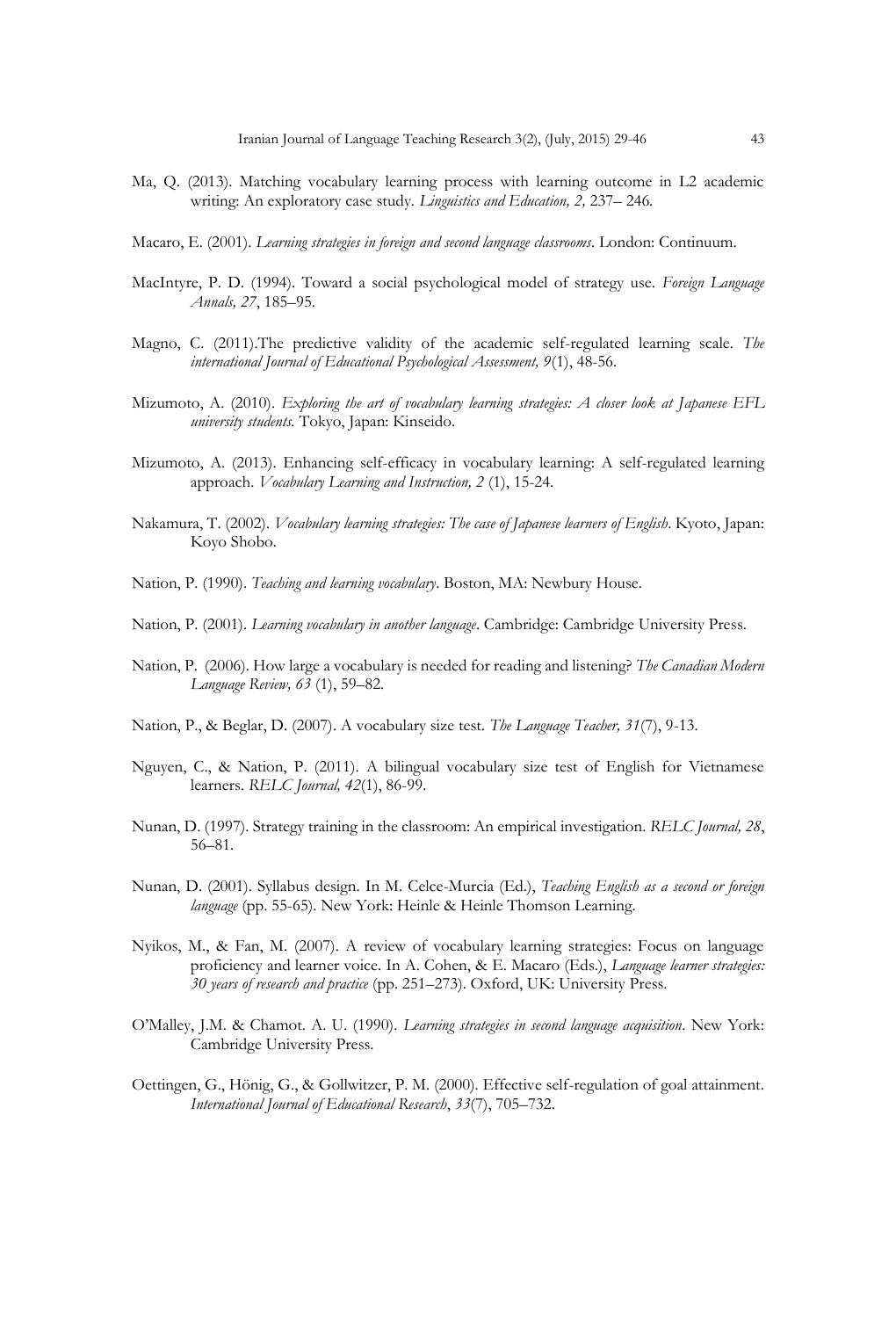Ma, Q. (2013). Matching vocabulary learning process with learning outcome in L2 academic writing: An exploratory case study. *Linguistics and Education, 2,* 237– 246.

Macaro, E. (2001). *Learning strategies in foreign and second language classrooms*. London: Continuum.

MacIntyre, P. D. (1994). Toward a social psychological model of strategy use. *Foreign Language Annals, 27*, 185–95.

Magno, C. (2011).The predictive validity of the academic self-regulated learning scale. *The international Journal of Educational Psychological Assessment, 9*(1), 48-56.

Mizumoto, A. (2010). *Exploring the art of vocabulary learning strategies: A closer look at Japanese EFL university students.* Tokyo, Japan: Kinseido.

Mizumoto, A. (2013). Enhancing self-efficacy in vocabulary learning: A self-regulated learning approach. *Vocabulary Learning and Instruction, 2* (1), 15-24.

Nakamura, T. (2002). *Vocabulary learning strategies: The case of Japanese learners of English*. Kyoto, Japan: Koyo Shobo.

Nation, P. (1990). *Teaching and learning vocabulary*. Boston, MA: Newbury House.

Nation, P. (2001). *Learning vocabulary in another language*. Cambridge: Cambridge University Press.

Nation, P. (2006). How large a vocabulary is needed for reading and listening? *The Canadian Modern Language Review, 63* (1), 59–82.

Nation, P., & Beglar, D. (2007). A vocabulary size test. *The Language Teacher, 31*(7), 9-13.

Nguyen, C., & Nation, P. (2011). A bilingual vocabulary size test of English for Vietnamese learners. *RELC Journal, 42*(1), 86-99.

Nunan, D. (1997). Strategy training in the classroom: An empirical investigation. *RELC Journal, 28*, 56–81.

Nunan, D. (2001). Syllabus design. In M. Celce-Murcia (Ed.), *Teaching English as a second or foreign language* (pp. 55-65). New York: Heinle & Heinle Thomson Learning.

Nyikos, M., & Fan, M. (2007). A review of vocabulary learning strategies: Focus on language proficiency and learner voice. In A. Cohen, & E. Macaro (Eds.), *Language learner strategies: 30 years of research and practice* (pp. 251–273). Oxford, UK: University Press.

O'Malley, J.M. & Chamot. A. U. (1990). *Learning strategies in second language acquisition*. New York: Cambridge University Press.

Oettingen, G., Hönig, G., & Gollwitzer, P. M. (2000). Effective self-regulation of goal attainment. *International Journal of Educational Research*, *33*(7), 705–732.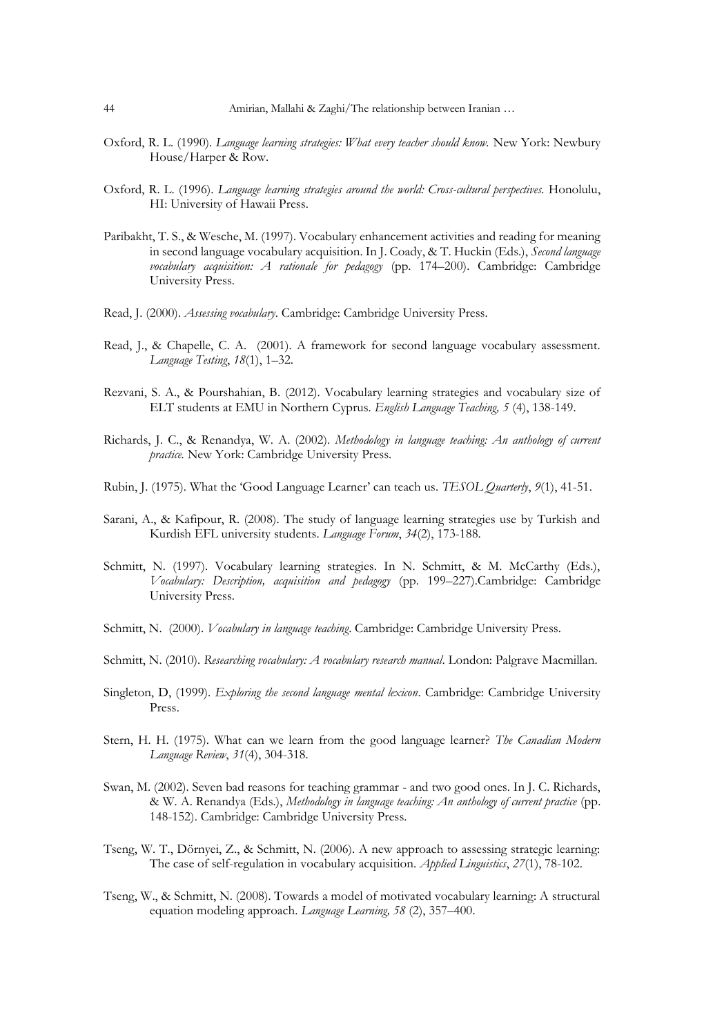Oxford, R. L. (1990). *Language learning strategies: What every teacher should know.* New York: Newbury House/Harper & Row.

Oxford, R. L. (1996). *Language learning strategies around the world: Cross-cultural perspectives.* Honolulu, HI: University of Hawaii Press.

Paribakht, T. S., & Wesche, M. (1997). Vocabulary enhancement activities and reading for meaning in second language vocabulary acquisition. In J. Coady, & T. Huckin (Eds.), *Second language vocabulary acquisition: A rationale for pedagogy* (pp. 174–200). Cambridge: Cambridge University Press.

Read, J. (2000). *Assessing vocabulary*. Cambridge: Cambridge University Press.

Read, J., & Chapelle, C. A. (2001). A framework for second language vocabulary assessment. *Language Testing*, *18*(1), 1–32.

Rezvani, S. A., & Pourshahian, B. (2012). Vocabulary learning strategies and vocabulary size of ELT students at EMU in Northern Cyprus. *English Language Teaching, 5* (4), 138-149.

Richards, J. C., & Renandya, W. A. (2002). *Methodology in language teaching: An anthology of current practice.* New York: Cambridge University Press.

Rubin, J. (1975). What the 'Good Language Learner' can teach us. *TESOL Quarterly*, *9*(1), 41-51.

Sarani, A., & Kafipour, R. (2008). The study of language learning strategies use by Turkish and Kurdish EFL university students. *Language Forum*, *34*(2), 173-188.

Schmitt, N. (1997). Vocabulary learning strategies. In N. Schmitt, & M. McCarthy (Eds.), *Vocabulary: Description, acquisition and pedagogy* (pp. 199–227).Cambridge: Cambridge University Press.

Schmitt, N. (2000). *Vocabulary in language teaching*. Cambridge: Cambridge University Press.

Schmitt, N. (2010). *Researching vocabulary: A vocabulary research manual*. London: Palgrave Macmillan.

Singleton, D, (1999). *Exploring the second language mental lexicon*. Cambridge: Cambridge University Press.

Stern, H. H. (1975). What can we learn from the good language learner? *The Canadian Modern Language Review*, *31*(4), 304-318.

Swan, M. (2002). Seven bad reasons for teaching grammar - and two good ones. In J. C. Richards, & W. A. Renandya (Eds.), *Methodology in language teaching: An anthology of current practice* (pp. 148-152). Cambridge: Cambridge University Press.

Tseng, W. T., Dörnyei, Z., & Schmitt, N. (2006). A new approach to assessing strategic learning: The case of self-regulation in vocabulary acquisition. *Applied Linguistics*, *27*(1), 78-102.

Tseng, W., & Schmitt, N. (2008). Towards a model of motivated vocabulary learning: A structural equation modeling approach. *Language Learning, 58* (2), 357–400.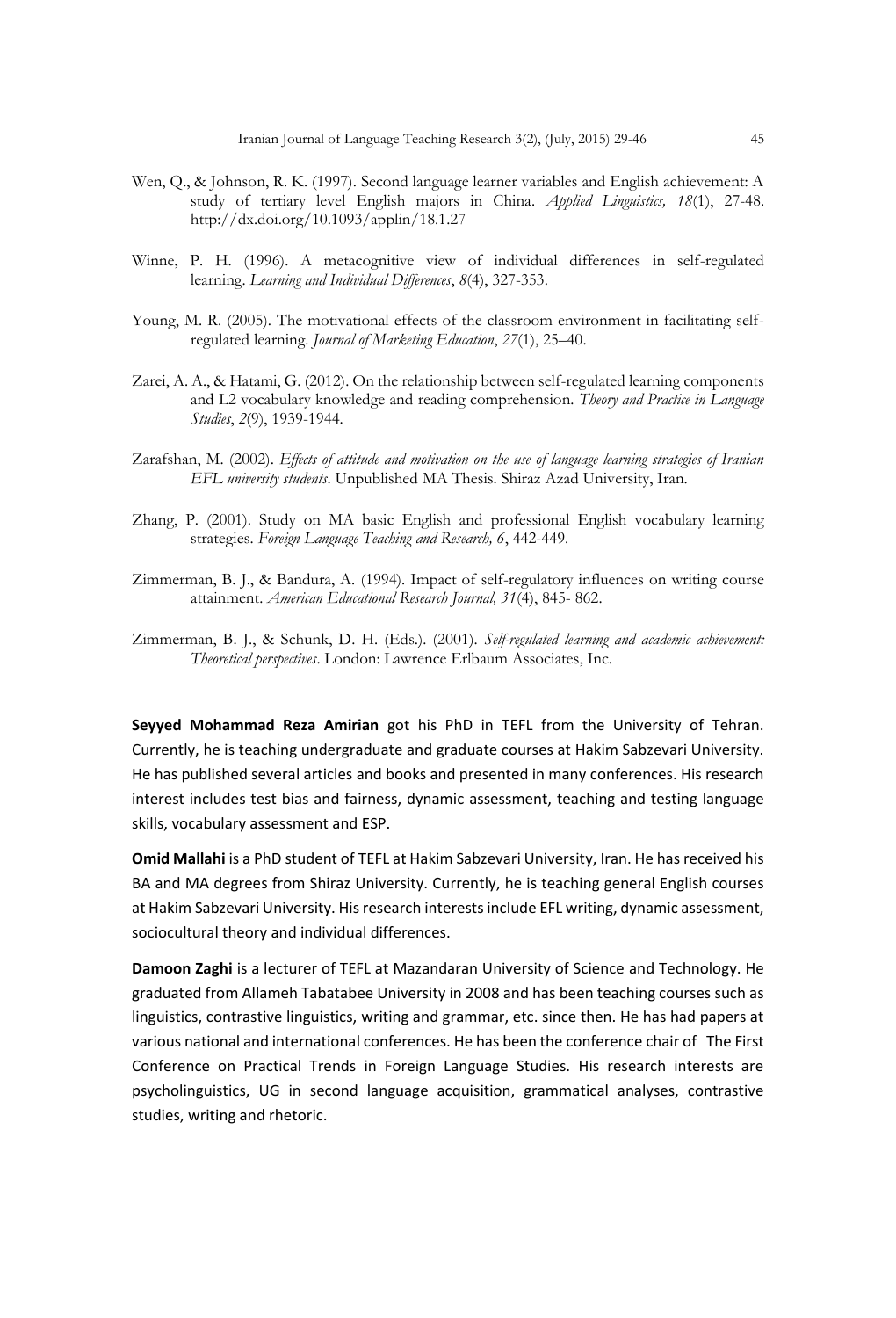Wen, Q., & Johnson, R. K. (1997). Second language learner variables and English achievement: A study of tertiary level English majors in China. *Applied Linguistics, 18*(1), 27-48. http://dx.doi.org/10.1093/applin/18.1.27

Winne, P. H. (1996). A metacognitive view of individual differences in self-regulated learning. *Learning and Individual Differences*, *8*(4), 327-353.

Young, M. R. (2005). The motivational effects of the classroom environment in facilitating self-regulated learning. *Journal of Marketing Education*, *27*(1), 25–40.

Zarei, A. A., & Hatami, G. (2012). On the relationship between self-regulated learning components and L2 vocabulary knowledge and reading comprehension. *Theory and Practice in Language Studies*, *2*(9), 1939-1944.

Zarafshan, M. (2002). *Effects of attitude and motivation on the use of language learning strategies of Iranian EFL university students*. Unpublished MA Thesis. Shiraz Azad University, Iran.

Zhang, P. (2001). Study on MA basic English and professional English vocabulary learning strategies. *Foreign Language Teaching and Research, 6*, 442-449.

Zimmerman, B. J., & Bandura, A. (1994). Impact of self-regulatory influences on writing course attainment. *American Educational Research Journal, 31*(4), 845- 862.

Zimmerman, B. J., & Schunk, D. H. (Eds.). (2001). *Self-regulated learning and academic achievement: Theoretical perspectives*. London: Lawrence Erlbaum Associates, Inc.

**Seyyed Mohammad Reza Amirian** got his PhD in TEFL from the University of Tehran. Currently, he is teaching undergraduate and graduate courses at Hakim Sabzevari University. He has published several articles and books and presented in many conferences. His research interest includes test bias and fairness, dynamic assessment, teaching and testing language skills, vocabulary assessment and ESP.

**Omid Mallahi** is a PhD student of TEFL at Hakim Sabzevari University, Iran. He has received his BA and MA degrees from Shiraz University. Currently, he is teaching general English courses at Hakim Sabzevari University. His research interests include EFL writing, dynamic assessment, sociocultural theory and individual differences.

**Damoon Zaghi** is a lecturer of TEFL at Mazandaran University of Science and Technology. He graduated from Allameh Tabatabee University in 2008 and has been teaching courses such as linguistics, contrastive linguistics, writing and grammar, etc. since then. He has had papers at various national and international conferences. He has been the conference chair of The First Conference on Practical Trends in Foreign Language Studies. His research interests are psycholinguistics, UG in second language acquisition, grammatical analyses, contrastive studies, writing and rhetoric.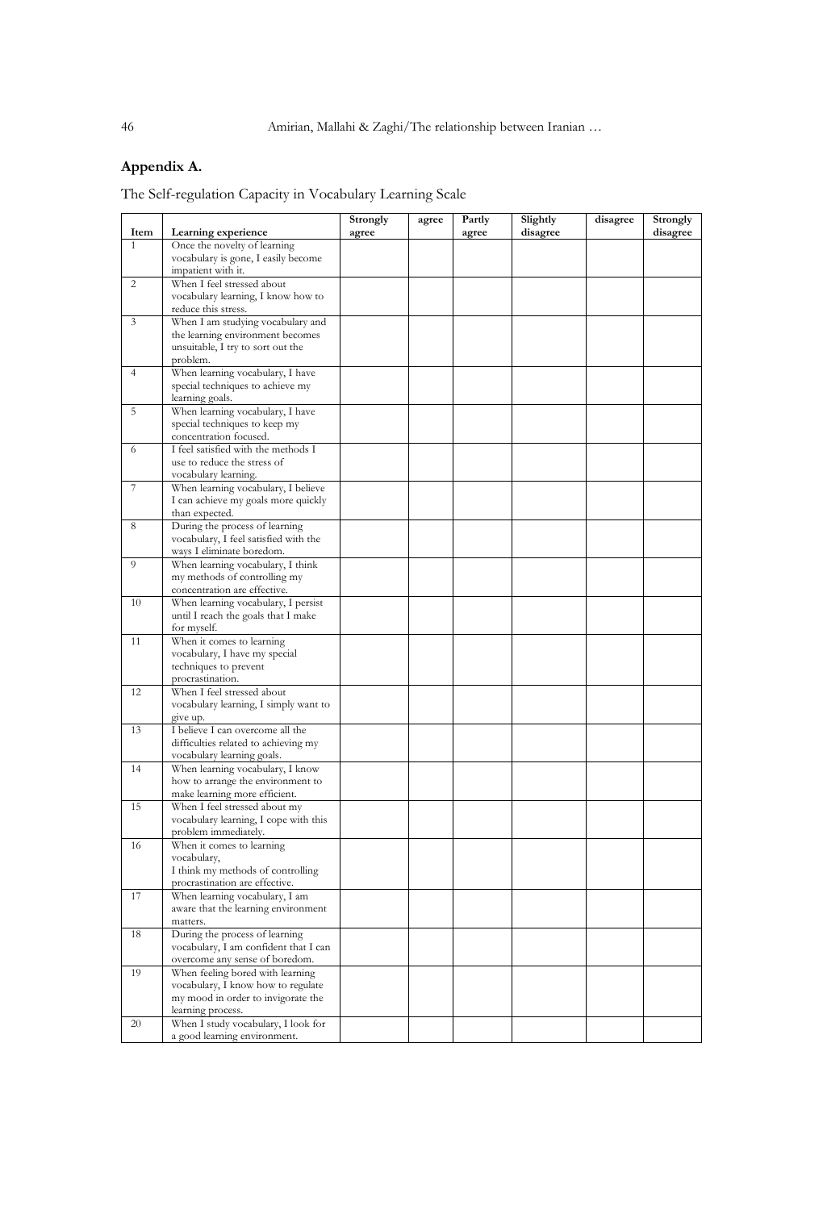## Appendix A.

The Self-regulation Capacity in Vocabulary Learning Scale

| Item | Learning experience | Strongly agree | agree | Partly agree | Slightly disagree | disagree | Strongly disagree |
|---|---|---|---|---|---|---|---|
| 1 | Once the novelty of learning vocabulary is gone, I easily become impatient with it. | | | | | | |
| 2 | When I feel stressed about vocabulary learning, I know how to reduce this stress. | | | | | | |
| 3 | When I am studying vocabulary and the learning environment becomes unsuitable, I try to sort out the problem. | | | | | | |
| 4 | When learning vocabulary, I have special techniques to achieve my learning goals. | | | | | | |
| 5 | When learning vocabulary, I have special techniques to keep my concentration focused. | | | | | | |
| 6 | I feel satisfied with the methods I use to reduce the stress of vocabulary learning. | | | | | | |
| 7 | When learning vocabulary, I believe I can achieve my goals more quickly than expected. | | | | | | |
| 8 | During the process of learning vocabulary, I feel satisfied with the ways I eliminate boredom. | | | | | | |
| 9 | When learning vocabulary, I think my methods of controlling my concentration are effective. | | | | | | |
| 10 | When learning vocabulary, I persist until I reach the goals that I make for myself. | | | | | | |
| 11 | When it comes to learning vocabulary, I have my special techniques to prevent procrastination. | | | | | | |
| 12 | When I feel stressed about vocabulary learning, I simply want to give up. | | | | | | |
| 13 | I believe I can overcome all the difficulties related to achieving my vocabulary learning goals. | | | | | | |
| 14 | When learning vocabulary, I know how to arrange the environment to make learning more efficient. | | | | | | |
| 15 | When I feel stressed about my vocabulary learning, I cope with this problem immediately. | | | | | | |
| 16 | When it comes to learning vocabulary, I think my methods of controlling procrastination are effective. | | | | | | |
| 17 | When learning vocabulary, I am aware that the learning environment matters. | | | | | | |
| 18 | During the process of learning vocabulary, I am confident that I can overcome any sense of boredom. | | | | | | |
| 19 | When feeling bored with learning vocabulary, I know how to regulate my mood in order to invigorate the learning process. | | | | | | |
| 20 | When I study vocabulary, I look for a good learning environment. | | | | | | |